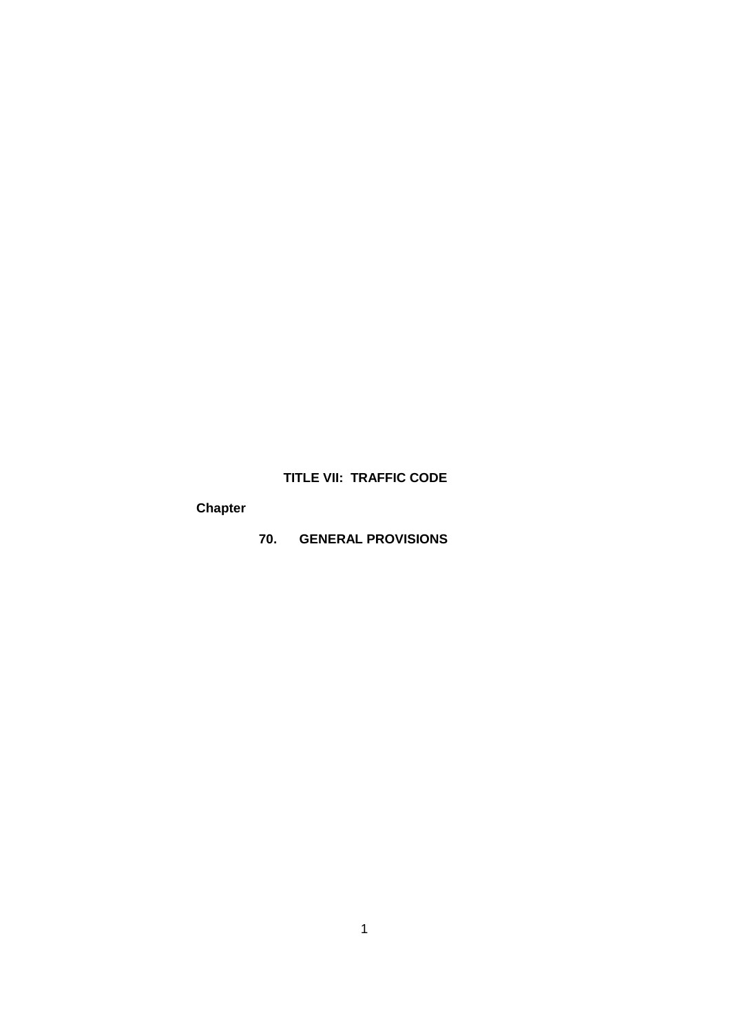# TITLE VII: TRAFFIC CODE

**Chapter**

**70. GENERAL PROVISIONS**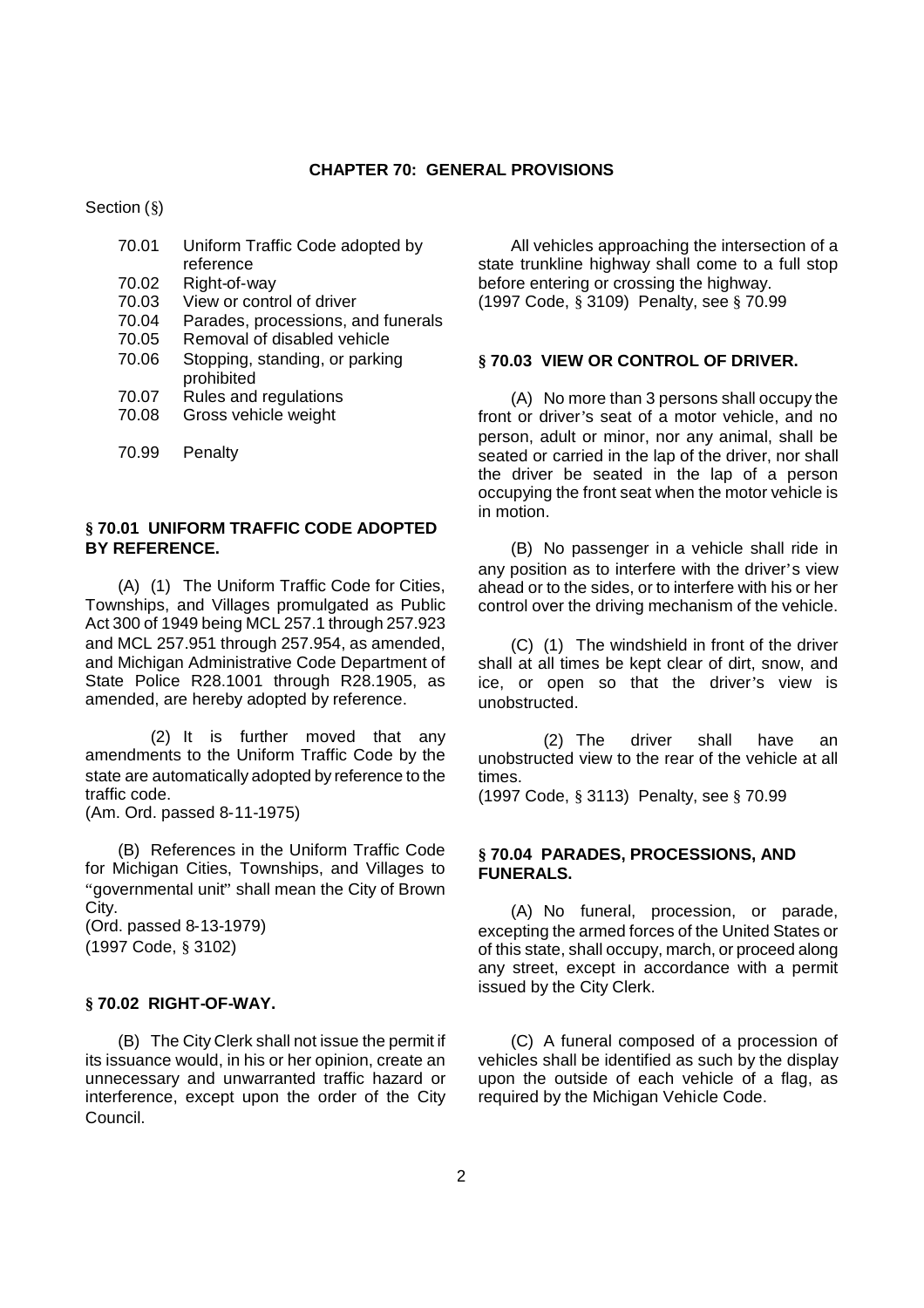# CHAPTER 70: GENERAL PROVISIONS

Section (§)

- 70.01 Uniform Traffic Code adopted by reference
- 70.02 Right-of-way
- 70.03 View or control of driver
- 70.04 Parades, processions, and funerals
- 70.05 Removal of disabled vehicle
- 70.06 Stopping, standing, or parking prohibited
- 70.07 Rules and regulations
- 70.08 Gross vehicle weight

- 70.99 Penalty

### § 70.01 UNIFORM TRAFFIC CODE ADOPTED BY REFERENCE.

(A) (1) The Uniform Traffic Code for Cities, Townships, and Villages promulgated as Public Act 300 of 1949 being MCL 257.1 through 257.923 and MCL 257.951 through 257.954, as amended, and Michigan Administrative Code Department of State Police R28.1001 through R28.1905, as amended, are hereby adopted by reference.

(2) It is further moved that any amendments to the Uniform Traffic Code by the state are automatically adopted by reference to the traffic code.
(Am. Ord. passed 8-11-1975)

(B) References in the Uniform Traffic Code for Michigan Cities, Townships, and Villages to "governmental unit" shall mean the City of Brown City.
(Ord. passed 8-13-1979)
(1997 Code, § 3102)

### § 70.02 RIGHT-OF-WAY.

All vehicles approaching the intersection of a state trunkline highway shall come to a full stop before entering or crossing the highway.
(1997 Code, § 3109) Penalty, see § 70.99

### § 70.03 VIEW OR CONTROL OF DRIVER.

(A) No more than 3 persons shall occupy the front or driver's seat of a motor vehicle, and no person, adult or minor, nor any animal, shall be seated or carried in the lap of the driver, nor shall the driver be seated in the lap of a person occupying the front seat when the motor vehicle is in motion.

(B) No passenger in a vehicle shall ride in any position as to interfere with the driver's view ahead or to the sides, or to interfere with his or her control over the driving mechanism of the vehicle.

(C) (1) The windshield in front of the driver shall at all times be kept clear of dirt, snow, and ice, or open so that the driver's view is unobstructed.

(2) The driver shall have an unobstructed view to the rear of the vehicle at all times.
(1997 Code, § 3113) Penalty, see § 70.99

### § 70.04 PARADES, PROCESSIONS, AND FUNERALS.

(A) No funeral, procession, or parade, excepting the armed forces of the United States or of this state, shall occupy, march, or proceed along any street, except in accordance with a permit issued by the City Clerk.

(B) The City Clerk shall not issue the permit if its issuance would, in his or her opinion, create an unnecessary and unwarranted traffic hazard or interference, except upon the order of the City Council.

(C) A funeral composed of a procession of vehicles shall be identified as such by the display upon the outside of each vehicle of a flag, as required by the Michigan Vehicle Code.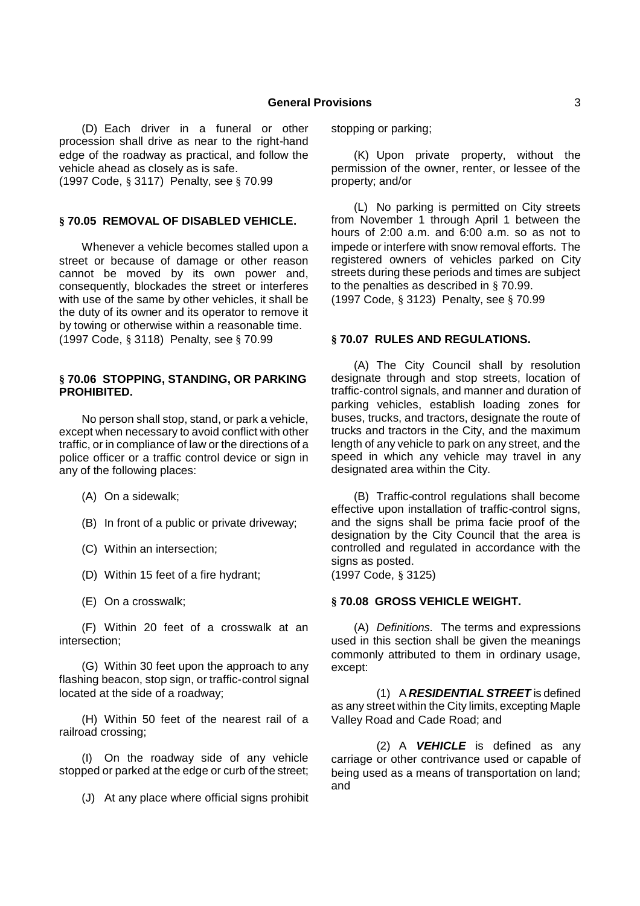(D) Each driver in a funeral or other procession shall drive as near to the right-hand edge of the roadway as practical, and follow the vehicle ahead as closely as is safe.
(1997 Code, § 3117) Penalty, see § 70.99

### § 70.05 REMOVAL OF DISABLED VEHICLE.

Whenever a vehicle becomes stalled upon a street or because of damage or other reason cannot be moved by its own power and, consequently, blockades the street or interferes with use of the same by other vehicles, it shall be the duty of its owner and its operator to remove it by towing or otherwise within a reasonable time.
(1997 Code, § 3118) Penalty, see § 70.99

### § 70.06 STOPPING, STANDING, OR PARKING PROHIBITED.

No person shall stop, stand, or park a vehicle, except when necessary to avoid conflict with other traffic, or in compliance of law or the directions of a police officer or a traffic control device or sign in any of the following places:

(A) On a sidewalk;

(B) In front of a public or private driveway;

(C) Within an intersection;

(D) Within 15 feet of a fire hydrant;

(E) On a crosswalk;

(F) Within 20 feet of a crosswalk at an intersection;

(G) Within 30 feet upon the approach to any flashing beacon, stop sign, or traffic-control signal located at the side of a roadway;

(H) Within 50 feet of the nearest rail of a railroad crossing;

(I) On the roadway side of any vehicle stopped or parked at the edge or curb of the street;

(J) At any place where official signs prohibit stopping or parking;

(K) Upon private property, without the permission of the owner, renter, or lessee of the property; and/or

(L) No parking is permitted on City streets from November 1 through April 1 between the hours of 2:00 a.m. and 6:00 a.m. so as not to impede or interfere with snow removal efforts. The registered owners of vehicles parked on City streets during these periods and times are subject to the penalties as described in § 70.99.
(1997 Code, § 3123) Penalty, see § 70.99

### § 70.07 RULES AND REGULATIONS.

(A) The City Council shall by resolution designate through and stop streets, location of traffic-control signals, and manner and duration of parking vehicles, establish loading zones for buses, trucks, and tractors, designate the route of trucks and tractors in the City, and the maximum length of any vehicle to park on any street, and the speed in which any vehicle may travel in any designated area within the City.

(B) Traffic-control regulations shall become effective upon installation of traffic-control signs, and the signs shall be prima facie proof of the designation by the City Council that the area is controlled and regulated in accordance with the signs as posted.
(1997 Code, § 3125)

### § 70.08 GROSS VEHICLE WEIGHT.

(A) *Definitions.* The terms and expressions used in this section shall be given the meanings commonly attributed to them in ordinary usage, except:

(1) A ***RESIDENTIAL STREET*** is defined as any street within the City limits, excepting Maple Valley Road and Cade Road; and

(2) A ***VEHICLE*** is defined as any carriage or other contrivance used or capable of being used as a means of transportation on land; and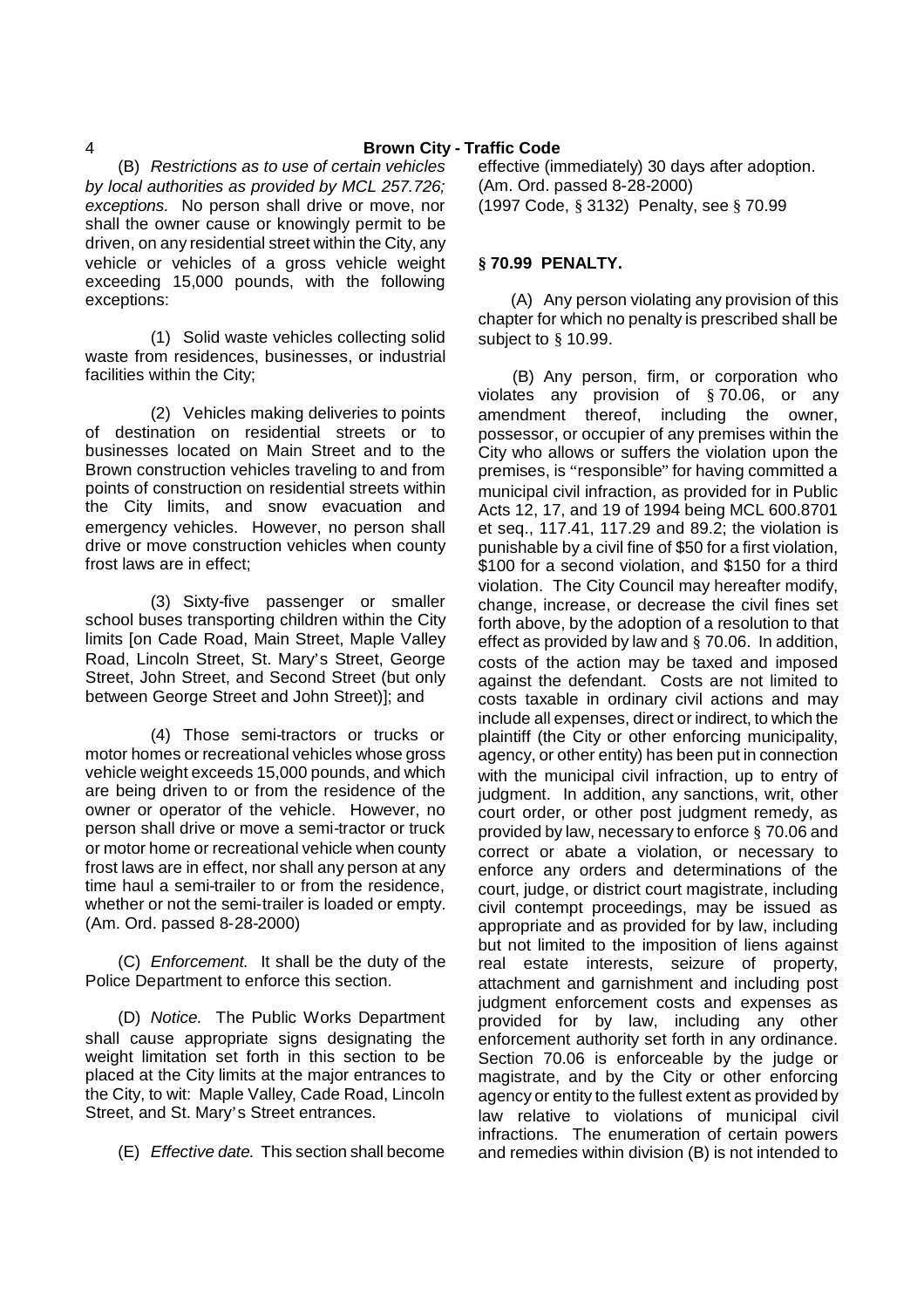(B) *Restrictions as to use of certain vehicles by local authorities as provided by MCL 257.726; exceptions.* No person shall drive or move, nor shall the owner cause or knowingly permit to be driven, on any residential street within the City, any vehicle or vehicles of a gross vehicle weight exceeding 15,000 pounds, with the following exceptions:

(1) Solid waste vehicles collecting solid waste from residences, businesses, or industrial facilities within the City;

(2) Vehicles making deliveries to points of destination on residential streets or to businesses located on Main Street and to the Brown construction vehicles traveling to and from points of construction on residential streets within the City limits, and snow evacuation and emergency vehicles. However, no person shall drive or move construction vehicles when county frost laws are in effect;

(3) Sixty-five passenger or smaller school buses transporting children within the City limits [on Cade Road, Main Street, Maple Valley Road, Lincoln Street, St. Mary's Street, George Street, John Street, and Second Street (but only between George Street and John Street)]; and

(4) Those semi-tractors or trucks or motor homes or recreational vehicles whose gross vehicle weight exceeds 15,000 pounds, and which are being driven to or from the residence of the owner or operator of the vehicle. However, no person shall drive or move a semi-tractor or truck or motor home or recreational vehicle when county frost laws are in effect, nor shall any person at any time haul a semi-trailer to or from the residence, whether or not the semi-trailer is loaded or empty. (Am. Ord. passed 8-28-2000)

(C) *Enforcement.* It shall be the duty of the Police Department to enforce this section.

(D) *Notice.* The Public Works Department shall cause appropriate signs designating the weight limitation set forth in this section to be placed at the City limits at the major entrances to the City, to wit: Maple Valley, Cade Road, Lincoln Street, and St. Mary's Street entrances.

(E) *Effective date.* This section shall become effective (immediately) 30 days after adoption. (Am. Ord. passed 8-28-2000)
(1997 Code, § 3132) Penalty, see § 70.99

### § 70.99 PENALTY.

(A) Any person violating any provision of this chapter for which no penalty is prescribed shall be subject to § 10.99.

(B) Any person, firm, or corporation who violates any provision of § 70.06, or any amendment thereof, including the owner, possessor, or occupier of any premises within the City who allows or suffers the violation upon the premises, is "responsible" for having committed a municipal civil infraction, as provided for in Public Acts 12, 17, and 19 of 1994 being MCL 600.8701 et seq., 117.41, 117.29 and 89.2; the violation is punishable by a civil fine of $50 for a first violation, $100 for a second violation, and $150 for a third violation. The City Council may hereafter modify, change, increase, or decrease the civil fines set forth above, by the adoption of a resolution to that effect as provided by law and § 70.06. In addition, costs of the action may be taxed and imposed against the defendant. Costs are not limited to costs taxable in ordinary civil actions and may include all expenses, direct or indirect, to which the plaintiff (the City or other enforcing municipality, agency, or other entity) has been put in connection with the municipal civil infraction, up to entry of judgment. In addition, any sanctions, writ, other court order, or other post judgment remedy, as provided by law, necessary to enforce § 70.06 and correct or abate a violation, or necessary to enforce any orders and determinations of the court, judge, or district court magistrate, including civil contempt proceedings, may be issued as appropriate and as provided for by law, including but not limited to the imposition of liens against real estate interests, seizure of property, attachment and garnishment and including post judgment enforcement costs and expenses as provided for by law, including any other enforcement authority set forth in any ordinance. Section 70.06 is enforceable by the judge or magistrate, and by the City or other enforcing agency or entity to the fullest extent as provided by law relative to violations of municipal civil infractions. The enumeration of certain powers and remedies within division (B) is not intended to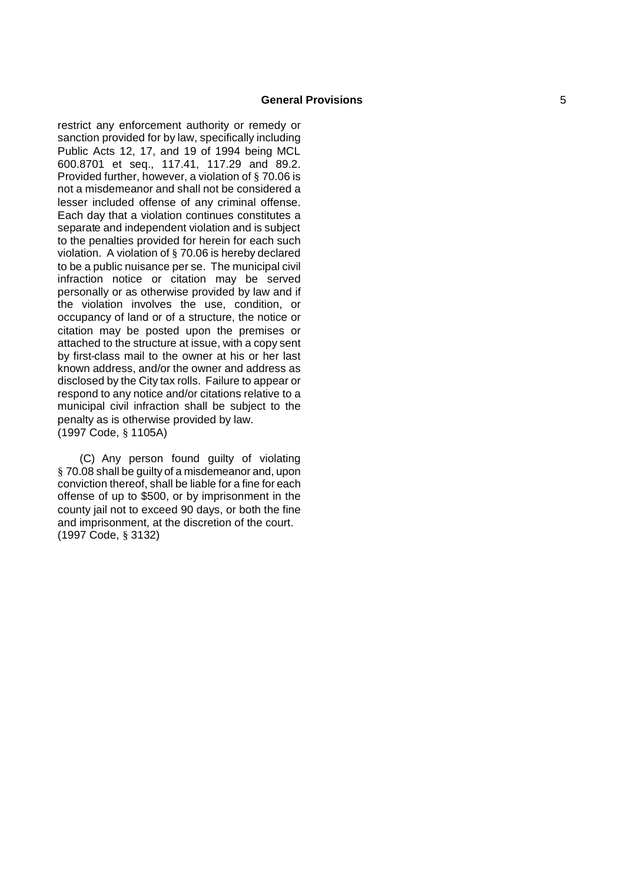restrict any enforcement authority or remedy or sanction provided for by law, specifically including Public Acts 12, 17, and 19 of 1994 being MCL 600.8701 et seq., 117.41, 117.29 and 89.2. Provided further, however, a violation of § 70.06 is not a misdemeanor and shall not be considered a lesser included offense of any criminal offense. Each day that a violation continues constitutes a separate and independent violation and is subject to the penalties provided for herein for each such violation. A violation of § 70.06 is hereby declared to be a public nuisance per se. The municipal civil infraction notice or citation may be served personally or as otherwise provided by law and if the violation involves the use, condition, or occupancy of land or of a structure, the notice or citation may be posted upon the premises or attached to the structure at issue, with a copy sent by first-class mail to the owner at his or her last known address, and/or the owner and address as disclosed by the City tax rolls. Failure to appear or respond to any notice and/or citations relative to a municipal civil infraction shall be subject to the penalty as is otherwise provided by law.
(1997 Code, § 1105A)

(C) Any person found guilty of violating § 70.08 shall be guilty of a misdemeanor and, upon conviction thereof, shall be liable for a fine for each offense of up to $500, or by imprisonment in the county jail not to exceed 90 days, or both the fine and imprisonment, at the discretion of the court.
(1997 Code, § 3132)